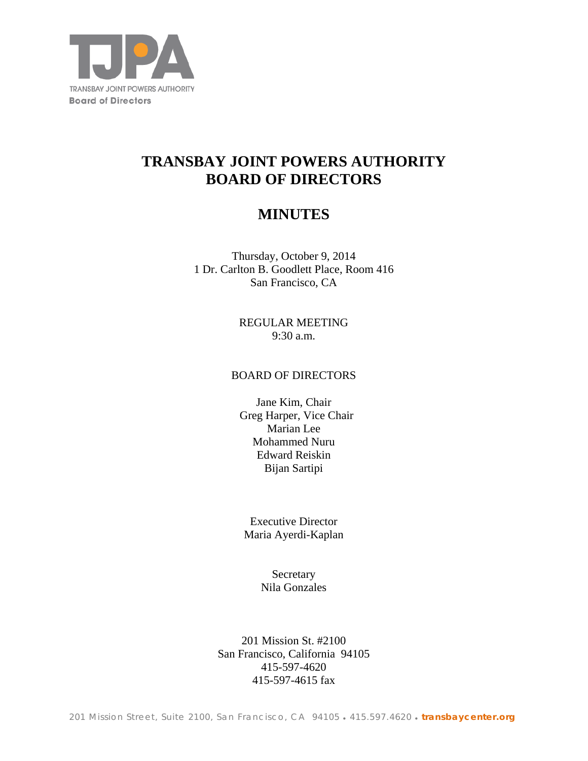TJPA

TRANSBAY JOINT POWERS AUTHORITY
Board of Directors

# TRANSBAY JOINT POWERS AUTHORITY
# BOARD OF DIRECTORS

# MINUTES

Thursday, October 9, 2014
1 Dr. Carlton B. Goodlett Place, Room 416
San Francisco, CA

REGULAR MEETING
9:30 a.m.

BOARD OF DIRECTORS

Jane Kim, Chair
Greg Harper, Vice Chair
Marian Lee
Mohammed Nuru
Edward Reiskin
Bijan Sartipi

Executive Director
Maria Ayerdi-Kaplan

Secretary
Nila Gonzales

201 Mission St. #2100
San Francisco, California 94105
415-597-4620
415-597-4615 fax

201 Mission Street, Suite 2100, San Francisco, CA 94105 • 415.597.4620 • transbaycenter.org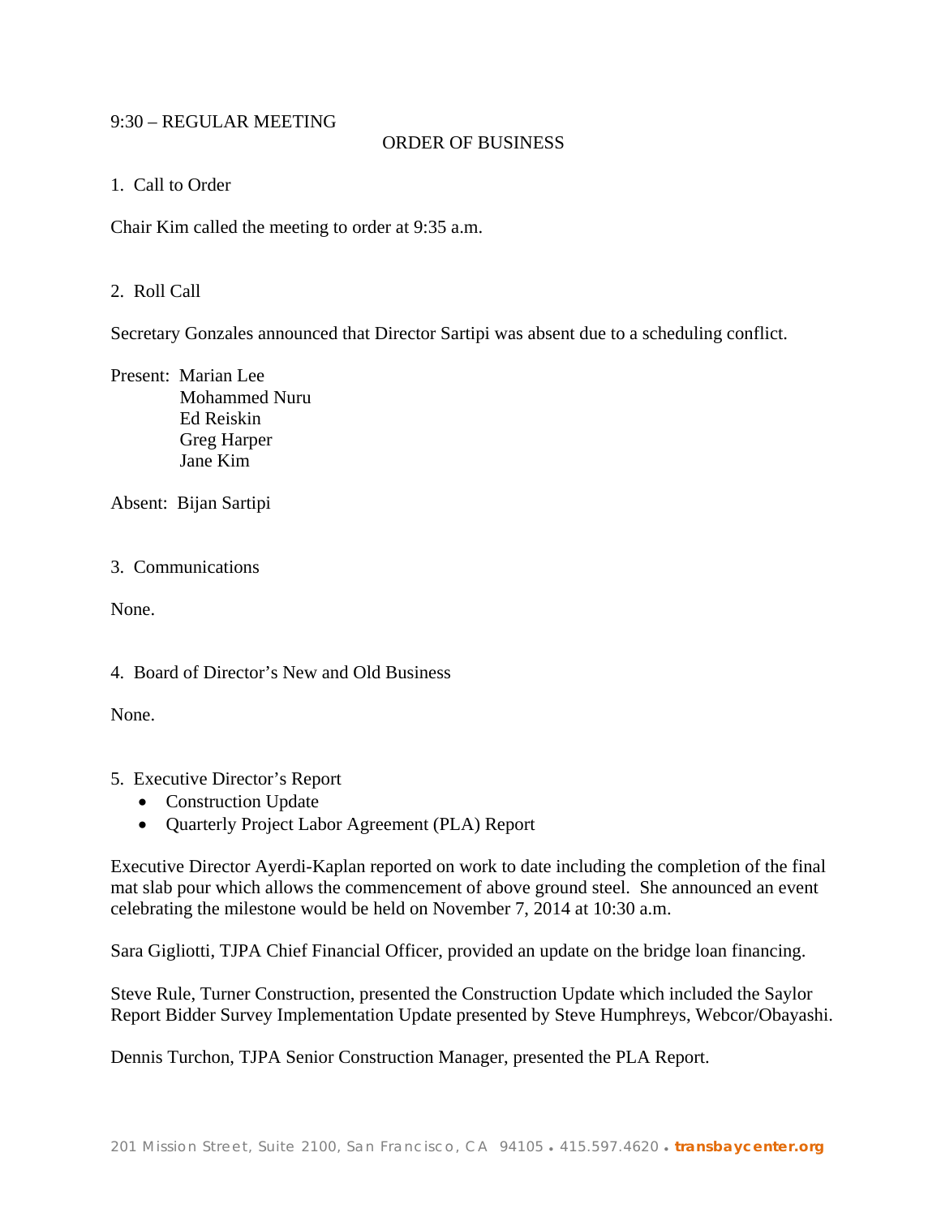9:30 – REGULAR MEETING

ORDER OF BUSINESS

1. Call to Order

Chair Kim called the meeting to order at 9:35 a.m.

2. Roll Call

Secretary Gonzales announced that Director Sartipi was absent due to a scheduling conflict.

Present: Marian Lee
Mohammed Nuru
Ed Reiskin
Greg Harper
Jane Kim

Absent: Bijan Sartipi

3. Communications

None.

4. Board of Director's New and Old Business

None.

5. Executive Director's Report
- Construction Update
- Quarterly Project Labor Agreement (PLA) Report

Executive Director Ayerdi-Kaplan reported on work to date including the completion of the final mat slab pour which allows the commencement of above ground steel. She announced an event celebrating the milestone would be held on November 7, 2014 at 10:30 a.m.

Sara Gigliotti, TJPA Chief Financial Officer, provided an update on the bridge loan financing.

Steve Rule, Turner Construction, presented the Construction Update which included the Saylor Report Bidder Survey Implementation Update presented by Steve Humphreys, Webcor/Obayashi.

Dennis Turchon, TJPA Senior Construction Manager, presented the PLA Report.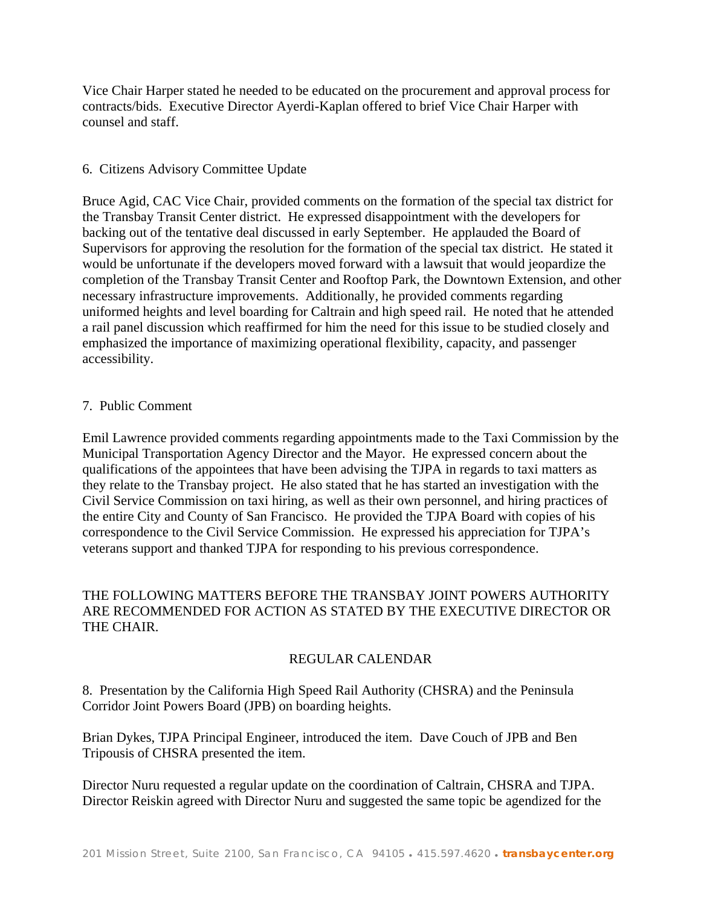Vice Chair Harper stated he needed to be educated on the procurement and approval process for contracts/bids. Executive Director Ayerdi-Kaplan offered to brief Vice Chair Harper with counsel and staff.

6. Citizens Advisory Committee Update

Bruce Agid, CAC Vice Chair, provided comments on the formation of the special tax district for the Transbay Transit Center district. He expressed disappointment with the developers for backing out of the tentative deal discussed in early September. He applauded the Board of Supervisors for approving the resolution for the formation of the special tax district. He stated it would be unfortunate if the developers moved forward with a lawsuit that would jeopardize the completion of the Transbay Transit Center and Rooftop Park, the Downtown Extension, and other necessary infrastructure improvements. Additionally, he provided comments regarding uniformed heights and level boarding for Caltrain and high speed rail. He noted that he attended a rail panel discussion which reaffirmed for him the need for this issue to be studied closely and emphasized the importance of maximizing operational flexibility, capacity, and passenger accessibility.

7. Public Comment

Emil Lawrence provided comments regarding appointments made to the Taxi Commission by the Municipal Transportation Agency Director and the Mayor. He expressed concern about the qualifications of the appointees that have been advising the TJPA in regards to taxi matters as they relate to the Transbay project. He also stated that he has started an investigation with the Civil Service Commission on taxi hiring, as well as their own personnel, and hiring practices of the entire City and County of San Francisco. He provided the TJPA Board with copies of his correspondence to the Civil Service Commission. He expressed his appreciation for TJPA's veterans support and thanked TJPA for responding to his previous correspondence.

THE FOLLOWING MATTERS BEFORE THE TRANSBAY JOINT POWERS AUTHORITY ARE RECOMMENDED FOR ACTION AS STATED BY THE EXECUTIVE DIRECTOR OR THE CHAIR.

REGULAR CALENDAR

8. Presentation by the California High Speed Rail Authority (CHSRA) and the Peninsula Corridor Joint Powers Board (JPB) on boarding heights.

Brian Dykes, TJPA Principal Engineer, introduced the item. Dave Couch of JPB and Ben Tripousis of CHSRA presented the item.

Director Nuru requested a regular update on the coordination of Caltrain, CHSRA and TJPA. Director Reiskin agreed with Director Nuru and suggested the same topic be agendized for the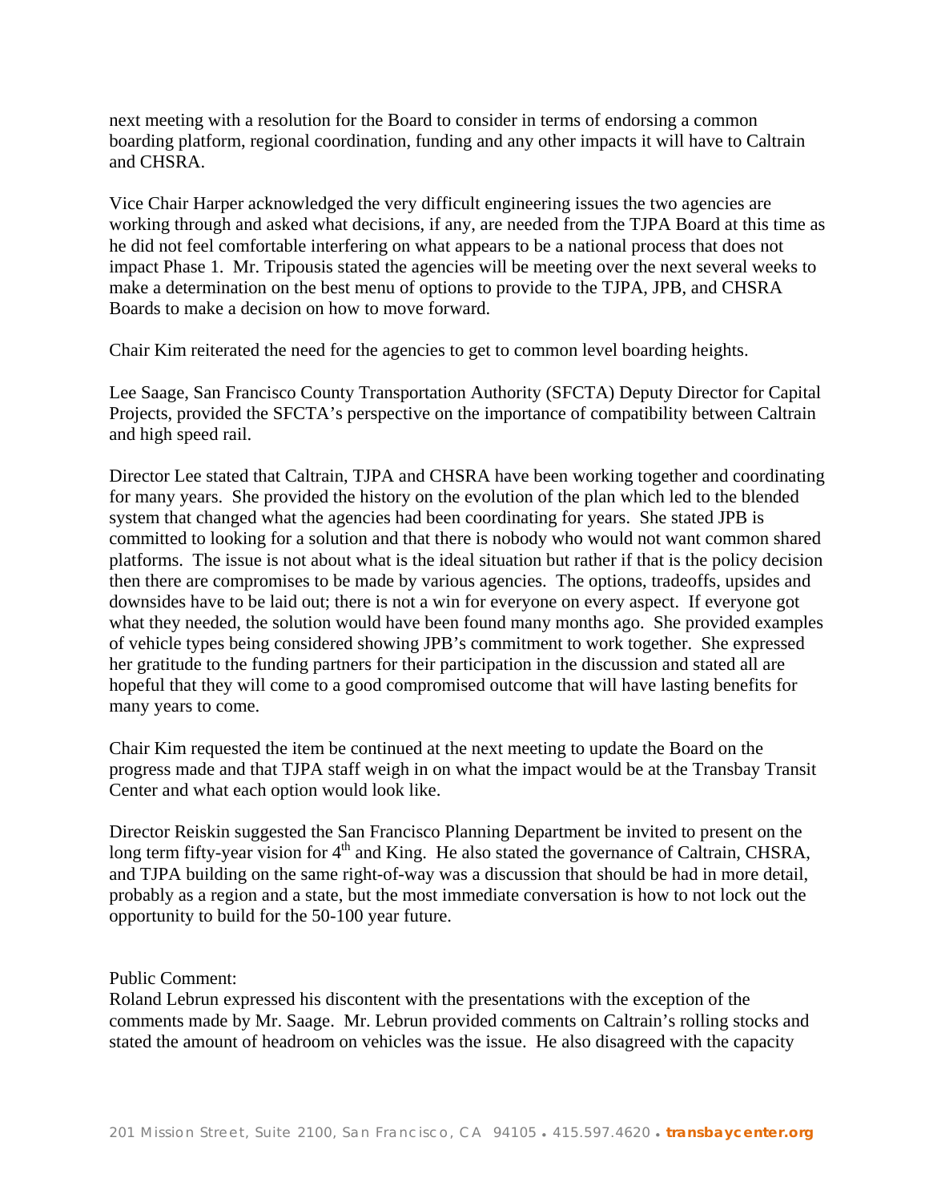next meeting with a resolution for the Board to consider in terms of endorsing a common boarding platform, regional coordination, funding and any other impacts it will have to Caltrain and CHSRA.

Vice Chair Harper acknowledged the very difficult engineering issues the two agencies are working through and asked what decisions, if any, are needed from the TJPA Board at this time as he did not feel comfortable interfering on what appears to be a national process that does not impact Phase 1. Mr. Tripousis stated the agencies will be meeting over the next several weeks to make a determination on the best menu of options to provide to the TJPA, JPB, and CHSRA Boards to make a decision on how to move forward.

Chair Kim reiterated the need for the agencies to get to common level boarding heights.

Lee Saage, San Francisco County Transportation Authority (SFCTA) Deputy Director for Capital Projects, provided the SFCTA's perspective on the importance of compatibility between Caltrain and high speed rail.

Director Lee stated that Caltrain, TJPA and CHSRA have been working together and coordinating for many years. She provided the history on the evolution of the plan which led to the blended system that changed what the agencies had been coordinating for years. She stated JPB is committed to looking for a solution and that there is nobody who would not want common shared platforms. The issue is not about what is the ideal situation but rather if that is the policy decision then there are compromises to be made by various agencies. The options, tradeoffs, upsides and downsides have to be laid out; there is not a win for everyone on every aspect. If everyone got what they needed, the solution would have been found many months ago. She provided examples of vehicle types being considered showing JPB's commitment to work together. She expressed her gratitude to the funding partners for their participation in the discussion and stated all are hopeful that they will come to a good compromised outcome that will have lasting benefits for many years to come.

Chair Kim requested the item be continued at the next meeting to update the Board on the progress made and that TJPA staff weigh in on what the impact would be at the Transbay Transit Center and what each option would look like.

Director Reiskin suggested the San Francisco Planning Department be invited to present on the long term fifty-year vision for 4th and King. He also stated the governance of Caltrain, CHSRA, and TJPA building on the same right-of-way was a discussion that should be had in more detail, probably as a region and a state, but the most immediate conversation is how to not lock out the opportunity to build for the 50-100 year future.

Public Comment:
Roland Lebrun expressed his discontent with the presentations with the exception of the comments made by Mr. Saage. Mr. Lebrun provided comments on Caltrain's rolling stocks and stated the amount of headroom on vehicles was the issue. He also disagreed with the capacity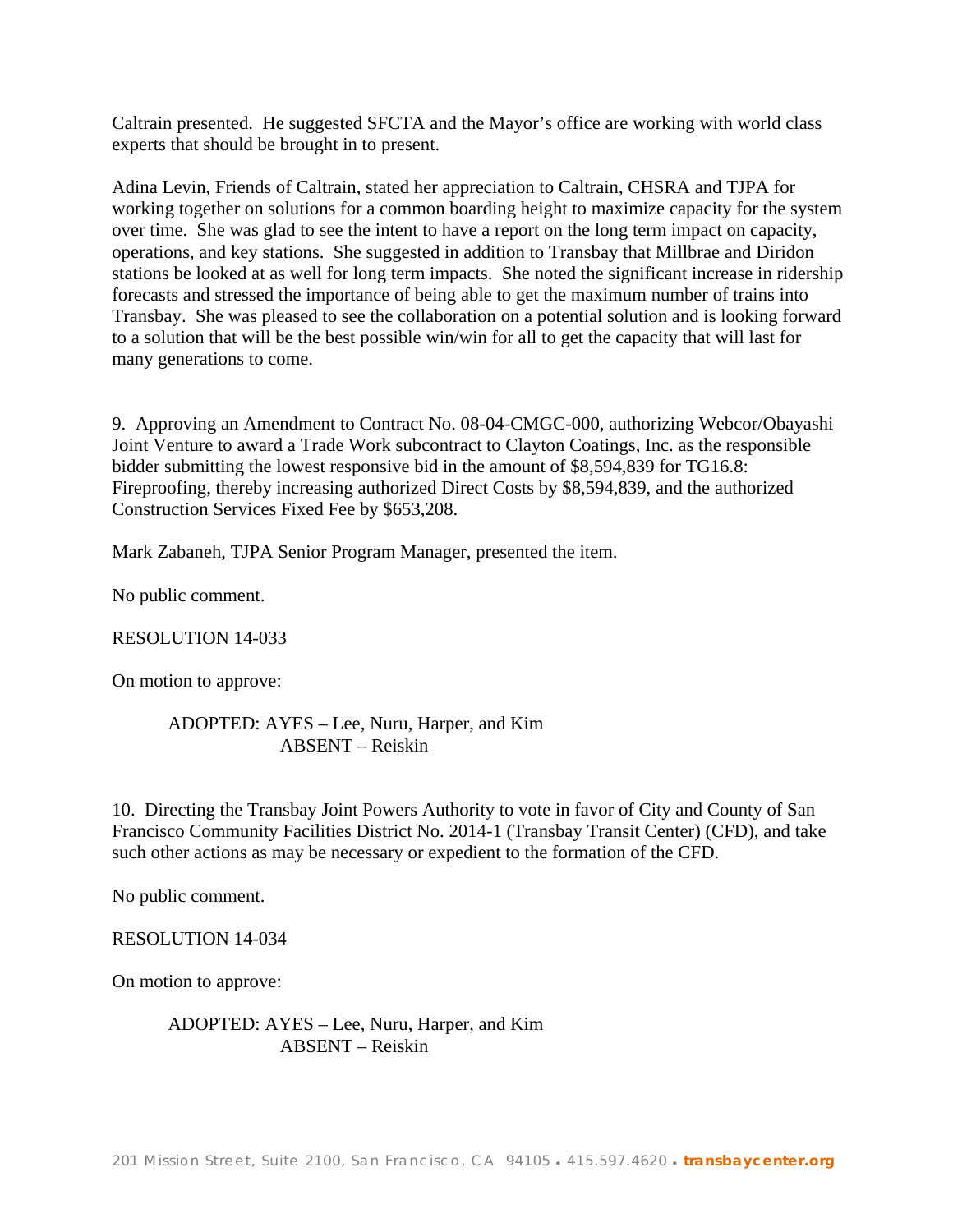Caltrain presented. He suggested SFCTA and the Mayor's office are working with world class experts that should be brought in to present.

Adina Levin, Friends of Caltrain, stated her appreciation to Caltrain, CHSRA and TJPA for working together on solutions for a common boarding height to maximize capacity for the system over time. She was glad to see the intent to have a report on the long term impact on capacity, operations, and key stations. She suggested in addition to Transbay that Millbrae and Diridon stations be looked at as well for long term impacts. She noted the significant increase in ridership forecasts and stressed the importance of being able to get the maximum number of trains into Transbay. She was pleased to see the collaboration on a potential solution and is looking forward to a solution that will be the best possible win/win for all to get the capacity that will last for many generations to come.

9. Approving an Amendment to Contract No. 08-04-CMGC-000, authorizing Webcor/Obayashi Joint Venture to award a Trade Work subcontract to Clayton Coatings, Inc. as the responsible bidder submitting the lowest responsive bid in the amount of $8,594,839 for TG16.8: Fireproofing, thereby increasing authorized Direct Costs by $8,594,839, and the authorized Construction Services Fixed Fee by $653,208.

Mark Zabaneh, TJPA Senior Program Manager, presented the item.

No public comment.

RESOLUTION 14-033

On motion to approve:

ADOPTED: AYES – Lee, Nuru, Harper, and Kim
ABSENT – Reiskin

10. Directing the Transbay Joint Powers Authority to vote in favor of City and County of San Francisco Community Facilities District No. 2014-1 (Transbay Transit Center) (CFD), and take such other actions as may be necessary or expedient to the formation of the CFD.

No public comment.

RESOLUTION 14-034

On motion to approve:

ADOPTED: AYES – Lee, Nuru, Harper, and Kim
ABSENT – Reiskin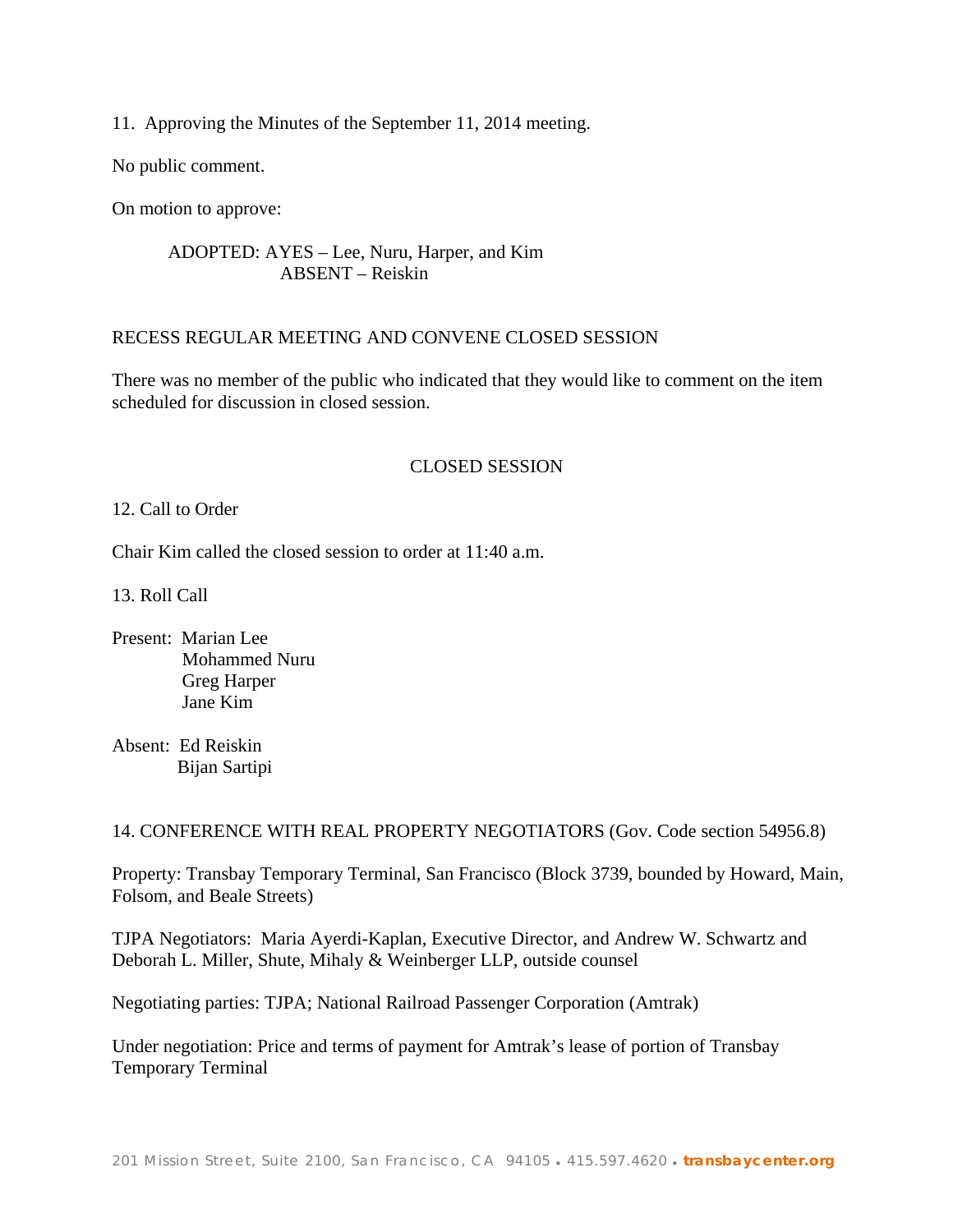11. Approving the Minutes of the September 11, 2014 meeting.

No public comment.

On motion to approve:

ADOPTED: AYES – Lee, Nuru, Harper, and Kim
ABSENT – Reiskin

RECESS REGULAR MEETING AND CONVENE CLOSED SESSION

There was no member of the public who indicated that they would like to comment on the item scheduled for discussion in closed session.

CLOSED SESSION

12. Call to Order

Chair Kim called the closed session to order at 11:40 a.m.

13. Roll Call

Present: Marian Lee
Mohammed Nuru
Greg Harper
Jane Kim

Absent: Ed Reiskin
Bijan Sartipi

14. CONFERENCE WITH REAL PROPERTY NEGOTIATORS (Gov. Code section 54956.8)

Property: Transbay Temporary Terminal, San Francisco (Block 3739, bounded by Howard, Main, Folsom, and Beale Streets)

TJPA Negotiators: Maria Ayerdi-Kaplan, Executive Director, and Andrew W. Schwartz and Deborah L. Miller, Shute, Mihaly & Weinberger LLP, outside counsel

Negotiating parties: TJPA; National Railroad Passenger Corporation (Amtrak)

Under negotiation: Price and terms of payment for Amtrak's lease of portion of Transbay Temporary Terminal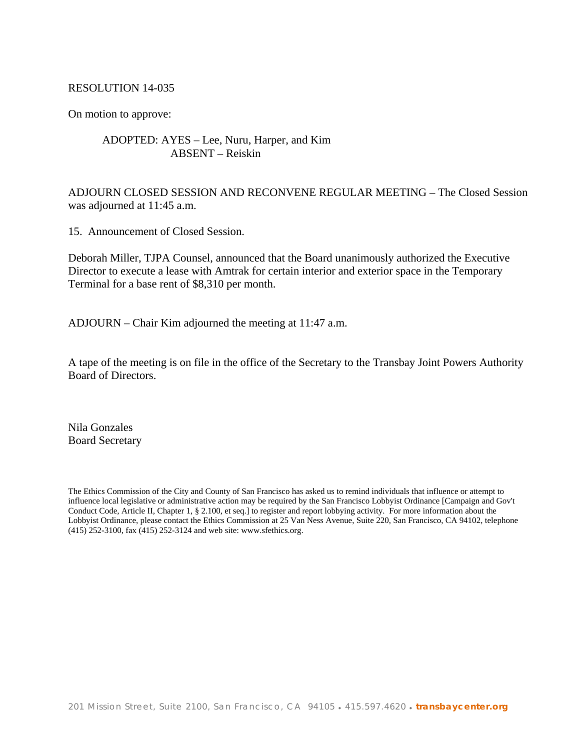RESOLUTION 14-035

On motion to approve:

ADOPTED: AYES – Lee, Nuru, Harper, and Kim
ABSENT – Reiskin

ADJOURN CLOSED SESSION AND RECONVENE REGULAR MEETING – The Closed Session was adjourned at 11:45 a.m.

15. Announcement of Closed Session.

Deborah Miller, TJPA Counsel, announced that the Board unanimously authorized the Executive Director to execute a lease with Amtrak for certain interior and exterior space in the Temporary Terminal for a base rent of $8,310 per month.

ADJOURN – Chair Kim adjourned the meeting at 11:47 a.m.

A tape of the meeting is on file in the office of the Secretary to the Transbay Joint Powers Authority Board of Directors.

Nila Gonzales
Board Secretary

The Ethics Commission of the City and County of San Francisco has asked us to remind individuals that influence or attempt to influence local legislative or administrative action may be required by the San Francisco Lobbyist Ordinance [Campaign and Gov't Conduct Code, Article II, Chapter 1, § 2.100, et seq.] to register and report lobbying activity. For more information about the Lobbyist Ordinance, please contact the Ethics Commission at 25 Van Ness Avenue, Suite 220, San Francisco, CA 94102, telephone (415) 252-3100, fax (415) 252-3124 and web site: www.sfethics.org.

201 Mission Street, Suite 2100, San Francisco, CA 94105 • 415.597.4620 • **transbaycenter.org**